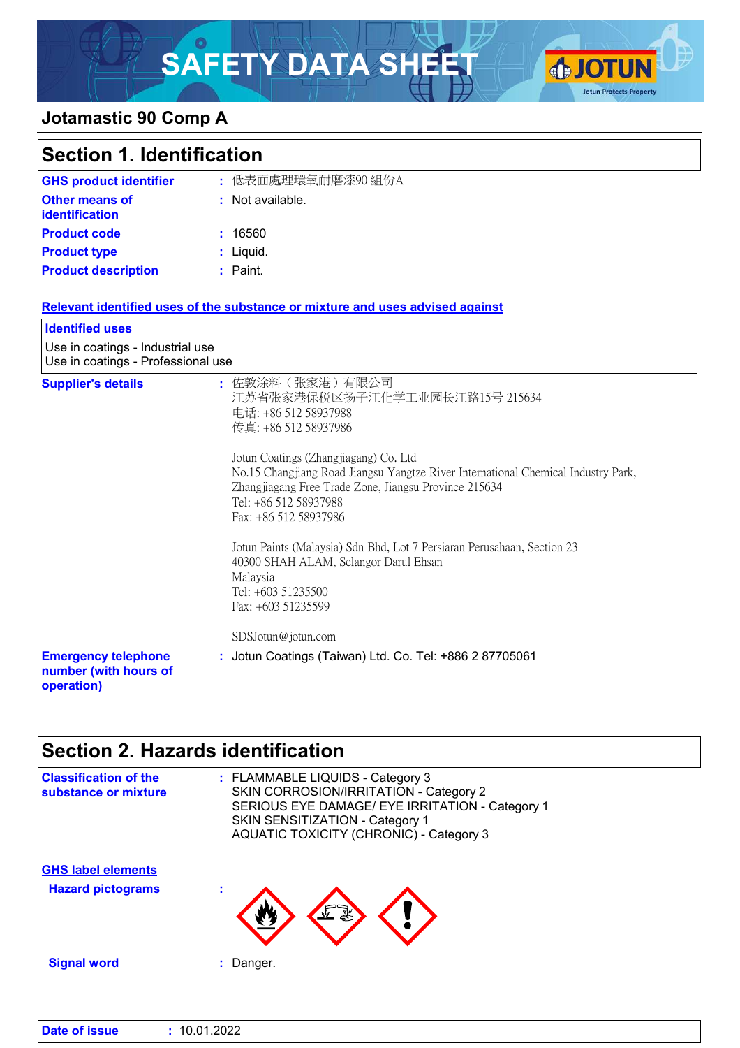# SAFETY DATA SHEET

## Jotamastic 90 Comp A

## Section 1. Identification

**GHS product identifier** : 低表面處理環氧耐磨漆90 組份A

**Other means of identification** : Not available.

**Product code** : 16560

**Product type** : Liquid.

**Product description** : Paint.

**Relevant identified uses of the substance or mixture and uses advised against**

**Identified uses**

Use in coatings - Industrial use
Use in coatings - Professional use

**Supplier's details** :

佐敦涂料（张家港）有限公司
江苏省张家港保税区扬子江化学工业园长江路15号 215634
电话: +86 512 58937988
传真: +86 512 58937986

Jotun Coatings (Zhangjiagang) Co. Ltd
No.15 Changjiang Road Jiangsu Yangtze River International Chemical Industry Park, Zhangjiagang Free Trade Zone, Jiangsu Province 215634
Tel: +86 512 58937988
Fax: +86 512 58937986

Jotun Paints (Malaysia) Sdn Bhd, Lot 7 Persiaran Perusahaan, Section 23
40300 SHAH ALAM, Selangor Darul Ehsan
Malaysia
Tel: +603 51235500
Fax: +603 51235599

SDSJotun@jotun.com

**Emergency telephone number (with hours of operation)** : Jotun Coatings (Taiwan) Ltd. Co. Tel: +886 2 87705061

## Section 2. Hazards identification

**Classification of the substance or mixture** :

FLAMMABLE LIQUIDS - Category 3
SKIN CORROSION/IRRITATION - Category 2
SERIOUS EYE DAMAGE/ EYE IRRITATION - Category 1
SKIN SENSITIZATION - Category 1
AQUATIC TOXICITY (CHRONIC) - Category 3

**GHS label elements**

**Hazard pictograms** :

**Signal word** : Danger.

**Date of issue** : 10.01.2022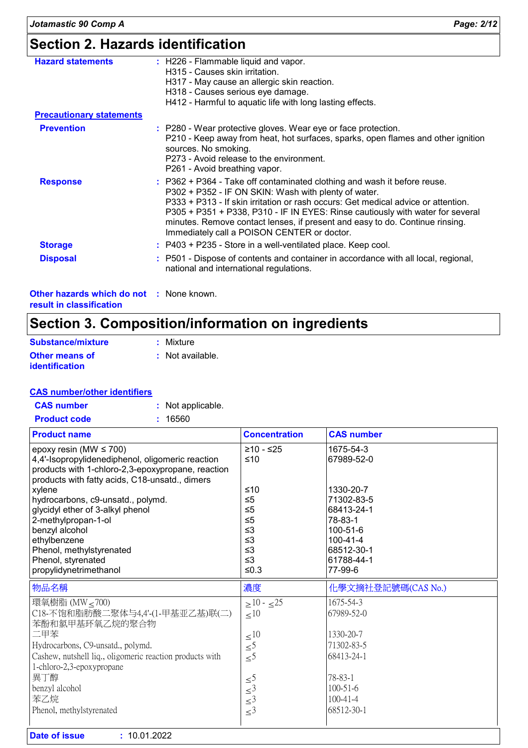## Section 2. Hazards identification

**Hazard statements** : H226 - Flammable liquid and vapor.
H315 - Causes skin irritation.
H317 - May cause an allergic skin reaction.
H318 - Causes serious eye damage.
H412 - Harmful to aquatic life with long lasting effects.

**Precautionary statements**

**Prevention** : P280 - Wear protective gloves. Wear eye or face protection.
P210 - Keep away from heat, hot surfaces, sparks, open flames and other ignition sources. No smoking.
P273 - Avoid release to the environment.
P261 - Avoid breathing vapor.

**Response** : P362 + P364 - Take off contaminated clothing and wash it before reuse.
P302 + P352 - IF ON SKIN: Wash with plenty of water.
P333 + P313 - If skin irritation or rash occurs: Get medical advice or attention.
P305 + P351 + P338, P310 - IF IN EYES: Rinse cautiously with water for several minutes. Remove contact lenses, if present and easy to do. Continue rinsing. Immediately call a POISON CENTER or doctor.

**Storage** : P403 + P235 - Store in a well-ventilated place. Keep cool.

**Disposal** : P501 - Dispose of contents and container in accordance with all local, regional, national and international regulations.

**Other hazards which do not result in classification** : None known.

## Section 3. Composition/information on ingredients

**Substance/mixture** : Mixture

**Other means of identification** : Not available.

**CAS number/other identifiers**

**CAS number** : Not applicable.

**Product code** : 16560

| Product name | Concentration | CAS number |
|---|---|---|
| epoxy resin (MW ≤ 700) | ≥10 - ≤25 | 1675-54-3 |
| 4,4'-Isopropylidenediphenol, oligomeric reaction products with 1-chloro-2,3-epoxypropane, reaction products with fatty acids, C18-unsatd., dimers | ≤10 | 67989-52-0 |
| xylene | ≤10 | 1330-20-7 |
| hydrocarbons, c9-unsatd., polymd. | ≤5 | 71302-83-5 |
| glycidyl ether of 3-alkyl phenol | ≤5 | 68413-24-1 |
| 2-methylpropan-1-ol | ≤5 | 78-83-1 |
| benzyl alcohol | ≤3 | 100-51-6 |
| ethylbenzene | ≤3 | 100-41-4 |
| Phenol, methylstyrenated | ≤3 | 68512-30-1 |
| Phenol, styrenated | ≤3 | 61788-44-1 |
| propylidynetrimethanol | ≤0.3 | 77-99-6 |

| 物品名稱 | 濃度 | 化學文摘社登記號碼(CAS No.) |
|---|---|---|
| 環氧樹脂 (MW≤700) | ≥10 - ≤25 | 1675-54-3 |
| C18-不饱和脂肪酸二聚体与4,4'-(1-甲基亚乙基)联(二)苯酚和氯甲基环氧乙烷的聚合物 | ≤10 | 67989-52-0 |
| 二甲苯 | ≤10 | 1330-20-7 |
| Hydrocarbons, C9-unsatd., polymd. | ≤5 | 71302-83-5 |
| Cashew, nutshell liq., oligomeric reaction products with 1-chloro-2,3-epoxypropane | ≤5 | 68413-24-1 |
| 異丁醇 | ≤5 | 78-83-1 |
| benzyl alcohol | ≤3 | 100-51-6 |
| 苯乙烷 | ≤3 | 100-41-4 |
| Phenol, methylstyrenated | ≤3 | 68512-30-1 |

**Date of issue** : 10.01.2022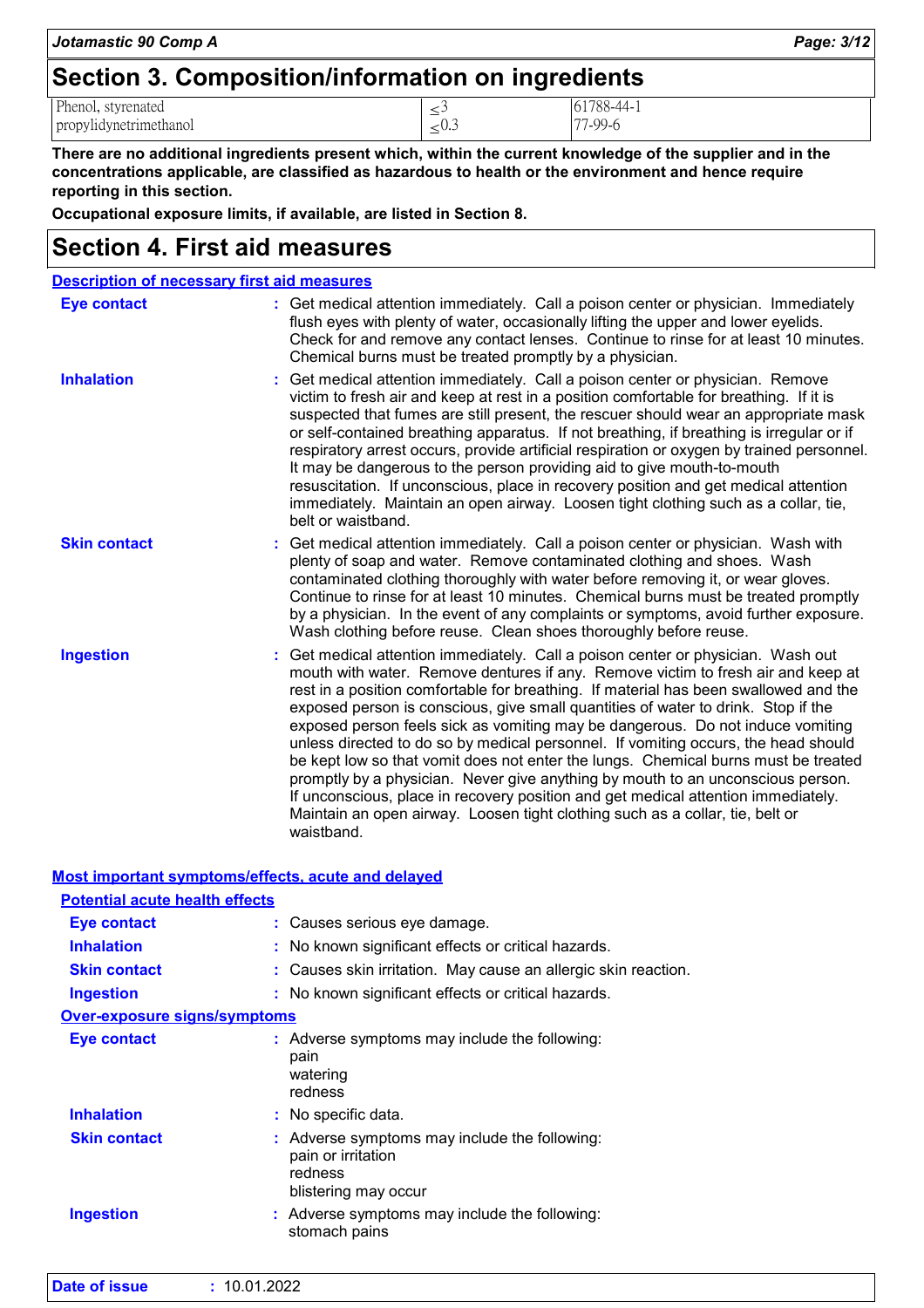## Section 3. Composition/information on ingredients

| | | |
|---|---|---|
| Phenol, styrenated | ≤3 | 61788-44-1 |
| propylidynetrimethanol | ≤0.3 | 77-99-6 |

**There are no additional ingredients present which, within the current knowledge of the supplier and in the concentrations applicable, are classified as hazardous to health or the environment and hence require reporting in this section.**

**Occupational exposure limits, if available, are listed in Section 8.**

## Section 4. First aid measures

### Description of necessary first aid measures

**Eye contact** : Get medical attention immediately. Call a poison center or physician. Immediately flush eyes with plenty of water, occasionally lifting the upper and lower eyelids. Check for and remove any contact lenses. Continue to rinse for at least 10 minutes. Chemical burns must be treated promptly by a physician.

**Inhalation** : Get medical attention immediately. Call a poison center or physician. Remove victim to fresh air and keep at rest in a position comfortable for breathing. If it is suspected that fumes are still present, the rescuer should wear an appropriate mask or self-contained breathing apparatus. If not breathing, if breathing is irregular or if respiratory arrest occurs, provide artificial respiration or oxygen by trained personnel. It may be dangerous to the person providing aid to give mouth-to-mouth resuscitation. If unconscious, place in recovery position and get medical attention immediately. Maintain an open airway. Loosen tight clothing such as a collar, tie, belt or waistband.

**Skin contact** : Get medical attention immediately. Call a poison center or physician. Wash with plenty of soap and water. Remove contaminated clothing and shoes. Wash contaminated clothing thoroughly with water before removing it, or wear gloves. Continue to rinse for at least 10 minutes. Chemical burns must be treated promptly by a physician. In the event of any complaints or symptoms, avoid further exposure. Wash clothing before reuse. Clean shoes thoroughly before reuse.

**Ingestion** : Get medical attention immediately. Call a poison center or physician. Wash out mouth with water. Remove dentures if any. Remove victim to fresh air and keep at rest in a position comfortable for breathing. If material has been swallowed and the exposed person is conscious, give small quantities of water to drink. Stop if the exposed person feels sick as vomiting may be dangerous. Do not induce vomiting unless directed to do so by medical personnel. If vomiting occurs, the head should be kept low so that vomit does not enter the lungs. Chemical burns must be treated promptly by a physician. Never give anything by mouth to an unconscious person. If unconscious, place in recovery position and get medical attention immediately. Maintain an open airway. Loosen tight clothing such as a collar, tie, belt or waistband.

### Most important symptoms/effects, acute and delayed

#### Potential acute health effects

**Eye contact** : Causes serious eye damage.

**Inhalation** : No known significant effects or critical hazards.

**Skin contact** : Causes skin irritation. May cause an allergic skin reaction.

**Ingestion** : No known significant effects or critical hazards.

#### Over-exposure signs/symptoms

**Eye contact** : Adverse symptoms may include the following:
pain
watering
redness

**Inhalation** : No specific data.

**Skin contact** : Adverse symptoms may include the following:
pain or irritation
redness
blistering may occur

**Ingestion** : Adverse symptoms may include the following:
stomach pains

**Date of issue** : 10.01.2022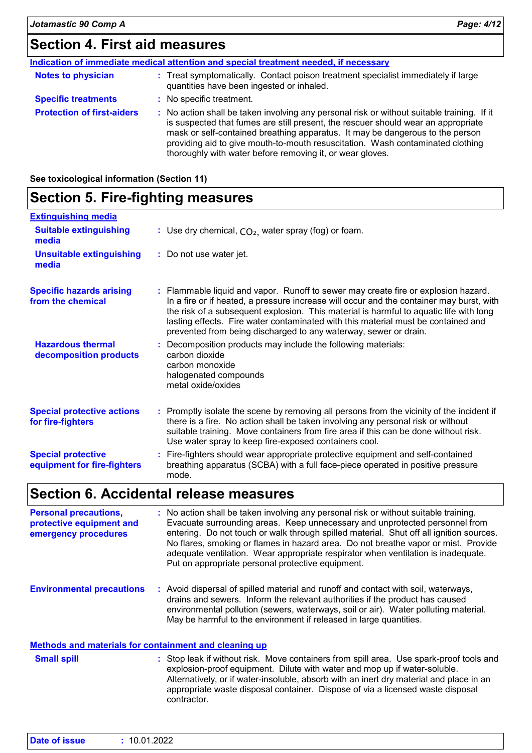## Section 4. First aid measures

**Indication of immediate medical attention and special treatment needed, if necessary**

**Notes to physician** : Treat symptomatically. Contact poison treatment specialist immediately if large quantities have been ingested or inhaled.

**Specific treatments** : No specific treatment.

**Protection of first-aiders** : No action shall be taken involving any personal risk or without suitable training. If it is suspected that fumes are still present, the rescuer should wear an appropriate mask or self-contained breathing apparatus. It may be dangerous to the person providing aid to give mouth-to-mouth resuscitation. Wash contaminated clothing thoroughly with water before removing it, or wear gloves.

**See toxicological information (Section 11)**

## Section 5. Fire-fighting measures

**Extinguishing media**

**Suitable extinguishing media** : Use dry chemical, $CO_2$, water spray (fog) or foam.

**Unsuitable extinguishing media** : Do not use water jet.

**Specific hazards arising from the chemical** : Flammable liquid and vapor. Runoff to sewer may create fire or explosion hazard. In a fire or if heated, a pressure increase will occur and the container may burst, with the risk of a subsequent explosion. This material is harmful to aquatic life with long lasting effects. Fire water contaminated with this material must be contained and prevented from being discharged to any waterway, sewer or drain.

**Hazardous thermal decomposition products** : Decomposition products may include the following materials:
carbon dioxide
carbon monoxide
halogenated compounds
metal oxide/oxides

**Special protective actions for fire-fighters** : Promptly isolate the scene by removing all persons from the vicinity of the incident if there is a fire. No action shall be taken involving any personal risk or without suitable training. Move containers from fire area if this can be done without risk. Use water spray to keep fire-exposed containers cool.

**Special protective equipment for fire-fighters** : Fire-fighters should wear appropriate protective equipment and self-contained breathing apparatus (SCBA) with a full face-piece operated in positive pressure mode.

## Section 6. Accidental release measures

**Personal precautions, protective equipment and emergency procedures** : No action shall be taken involving any personal risk or without suitable training. Evacuate surrounding areas. Keep unnecessary and unprotected personnel from entering. Do not touch or walk through spilled material. Shut off all ignition sources. No flares, smoking or flames in hazard area. Do not breathe vapor or mist. Provide adequate ventilation. Wear appropriate respirator when ventilation is inadequate. Put on appropriate personal protective equipment.

**Environmental precautions** : Avoid dispersal of spilled material and runoff and contact with soil, waterways, drains and sewers. Inform the relevant authorities if the product has caused environmental pollution (sewers, waterways, soil or air). Water polluting material. May be harmful to the environment if released in large quantities.

**Methods and materials for containment and cleaning up**

**Small spill** : Stop leak if without risk. Move containers from spill area. Use spark-proof tools and explosion-proof equipment. Dilute with water and mop up if water-soluble. Alternatively, or if water-insoluble, absorb with an inert dry material and place in an appropriate waste disposal container. Dispose of via a licensed waste disposal contractor.

**Date of issue** : 10.01.2022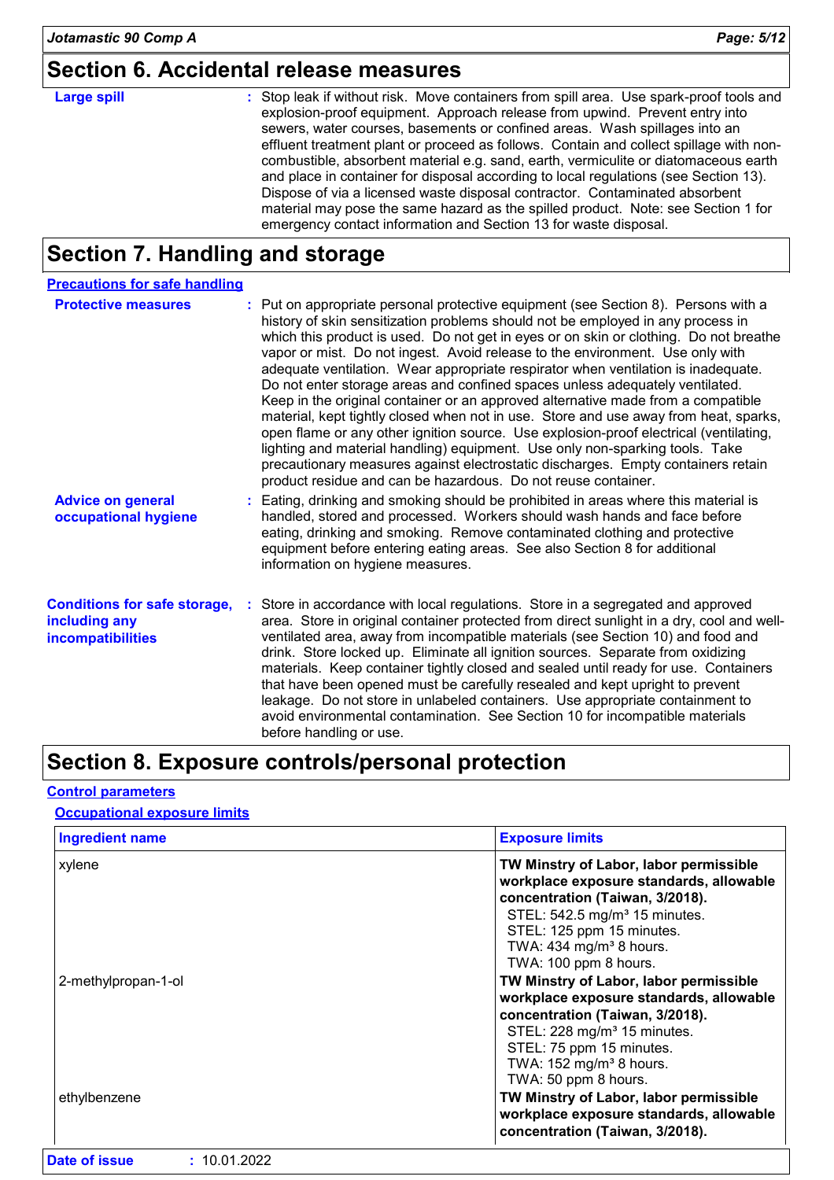## Section 6. Accidental release measures

**Large spill** : Stop leak if without risk. Move containers from spill area. Use spark-proof tools and explosion-proof equipment. Approach release from upwind. Prevent entry into sewers, water courses, basements or confined areas. Wash spillages into an effluent treatment plant or proceed as follows. Contain and collect spillage with non-combustible, absorbent material e.g. sand, earth, vermiculite or diatomaceous earth and place in container for disposal according to local regulations (see Section 13). Dispose of via a licensed waste disposal contractor. Contaminated absorbent material may pose the same hazard as the spilled product. Note: see Section 1 for emergency contact information and Section 13 for waste disposal.

## Section 7. Handling and storage

### Precautions for safe handling

**Protective measures** : Put on appropriate personal protective equipment (see Section 8). Persons with a history of skin sensitization problems should not be employed in any process in which this product is used. Do not get in eyes or on skin or clothing. Do not breathe vapor or mist. Do not ingest. Avoid release to the environment. Use only with adequate ventilation. Wear appropriate respirator when ventilation is inadequate. Do not enter storage areas and confined spaces unless adequately ventilated. Keep in the original container or an approved alternative made from a compatible material, kept tightly closed when not in use. Store and use away from heat, sparks, open flame or any other ignition source. Use explosion-proof electrical (ventilating, lighting and material handling) equipment. Use only non-sparking tools. Take precautionary measures against electrostatic discharges. Empty containers retain product residue and can be hazardous. Do not reuse container.

**Advice on general occupational hygiene** : Eating, drinking and smoking should be prohibited in areas where this material is handled, stored and processed. Workers should wash hands and face before eating, drinking and smoking. Remove contaminated clothing and protective equipment before entering eating areas. See also Section 8 for additional information on hygiene measures.

**Conditions for safe storage, including any incompatibilities** : Store in accordance with local regulations. Store in a segregated and approved area. Store in original container protected from direct sunlight in a dry, cool and well-ventilated area, away from incompatible materials (see Section 10) and food and drink. Store locked up. Eliminate all ignition sources. Separate from oxidizing materials. Keep container tightly closed and sealed until ready for use. Containers that have been opened must be carefully resealed and kept upright to prevent leakage. Do not store in unlabeled containers. Use appropriate containment to avoid environmental contamination. See Section 10 for incompatible materials before handling or use.

## Section 8. Exposure controls/personal protection

### Control parameters

#### Occupational exposure limits

| Ingredient name | Exposure limits |
| --- | --- |
| xylene | **TW Minstry of Labor, labor permissible workplace exposure standards, allowable concentration (Taiwan, 3/2018).**<br>STEL: 542.5 mg/m³ 15 minutes.<br>STEL: 125 ppm 15 minutes.<br>TWA: 434 mg/m³ 8 hours.<br>TWA: 100 ppm 8 hours. |
| 2-methylpropan-1-ol | **TW Minstry of Labor, labor permissible workplace exposure standards, allowable concentration (Taiwan, 3/2018).**<br>STEL: 228 mg/m³ 15 minutes.<br>STEL: 75 ppm 15 minutes.<br>TWA: 152 mg/m³ 8 hours.<br>TWA: 50 ppm 8 hours. |
| ethylbenzene | **TW Minstry of Labor, labor permissible workplace exposure standards, allowable concentration (Taiwan, 3/2018).** |

**Date of issue** : 10.01.2022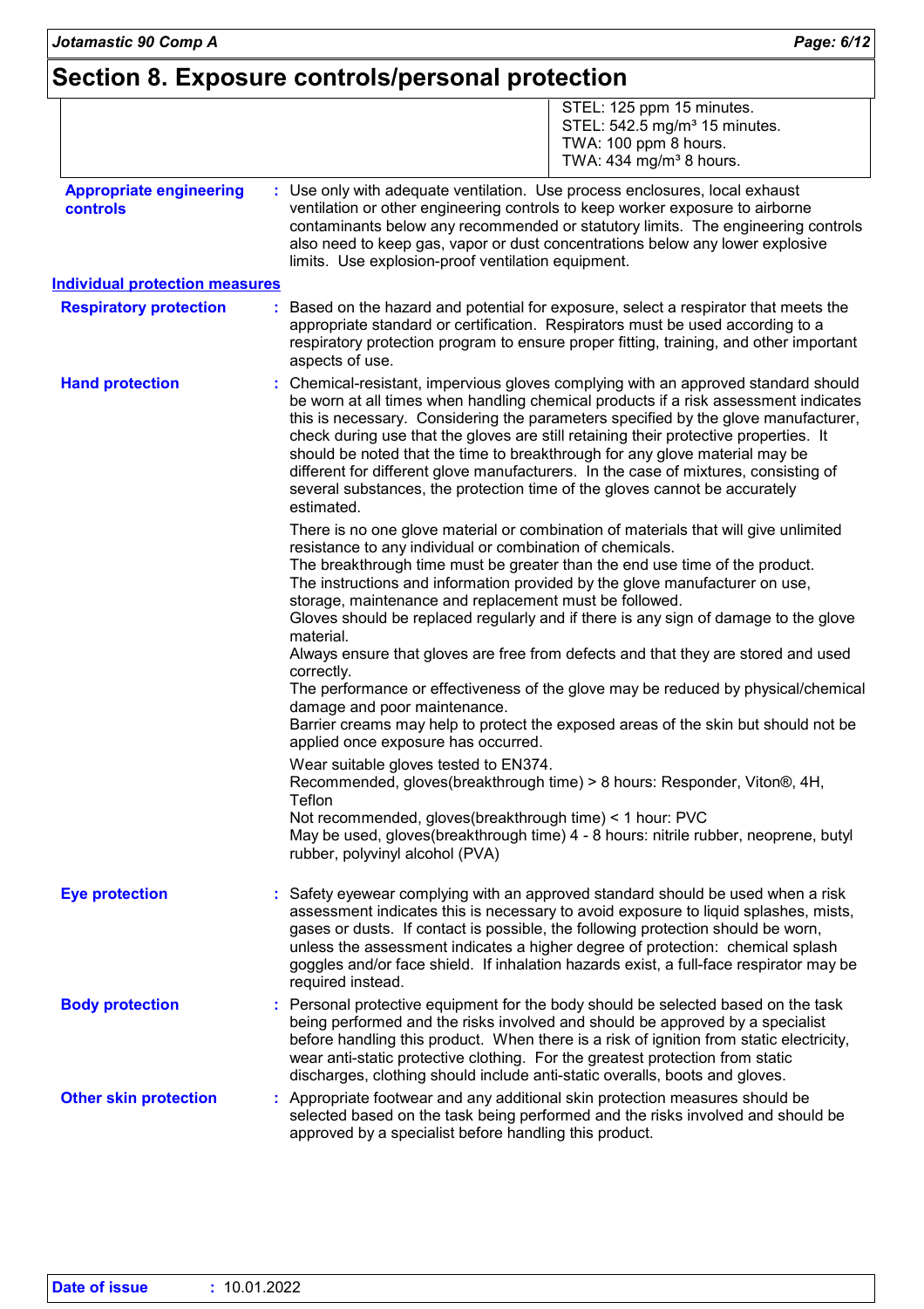## Section 8. Exposure controls/personal protection

| | |
|---|---|
| | STEL: 125 ppm 15 minutes.<br>STEL: 542.5 mg/m³ 15 minutes.<br>TWA: 100 ppm 8 hours.<br>TWA: 434 mg/m³ 8 hours. |

**Appropriate engineering controls** : Use only with adequate ventilation. Use process enclosures, local exhaust ventilation or other engineering controls to keep worker exposure to airborne contaminants below any recommended or statutory limits. The engineering controls also need to keep gas, vapor or dust concentrations below any lower explosive limits. Use explosion-proof ventilation equipment.

### Individual protection measures

**Respiratory protection** : Based on the hazard and potential for exposure, select a respirator that meets the appropriate standard or certification. Respirators must be used according to a respiratory protection program to ensure proper fitting, training, and other important aspects of use.

**Hand protection** : Chemical-resistant, impervious gloves complying with an approved standard should be worn at all times when handling chemical products if a risk assessment indicates this is necessary. Considering the parameters specified by the glove manufacturer, check during use that the gloves are still retaining their protective properties. It should be noted that the time to breakthrough for any glove material may be different for different glove manufacturers. In the case of mixtures, consisting of several substances, the protection time of the gloves cannot be accurately estimated.

There is no one glove material or combination of materials that will give unlimited resistance to any individual or combination of chemicals.
The breakthrough time must be greater than the end use time of the product.
The instructions and information provided by the glove manufacturer on use, storage, maintenance and replacement must be followed.
Gloves should be replaced regularly and if there is any sign of damage to the glove material.
Always ensure that gloves are free from defects and that they are stored and used correctly.
The performance or effectiveness of the glove may be reduced by physical/chemical damage and poor maintenance.
Barrier creams may help to protect the exposed areas of the skin but should not be applied once exposure has occurred.

Wear suitable gloves tested to EN374.
Recommended, gloves(breakthrough time) > 8 hours: Responder, Viton®, 4H, Teflon
Not recommended, gloves(breakthrough time) < 1 hour: PVC
May be used, gloves(breakthrough time) 4 - 8 hours: nitrile rubber, neoprene, butyl rubber, polyvinyl alcohol (PVA)

**Eye protection** : Safety eyewear complying with an approved standard should be used when a risk assessment indicates this is necessary to avoid exposure to liquid splashes, mists, gases or dusts. If contact is possible, the following protection should be worn, unless the assessment indicates a higher degree of protection: chemical splash goggles and/or face shield. If inhalation hazards exist, a full-face respirator may be required instead.

**Body protection** : Personal protective equipment for the body should be selected based on the task being performed and the risks involved and should be approved by a specialist before handling this product. When there is a risk of ignition from static electricity, wear anti-static protective clothing. For the greatest protection from static discharges, clothing should include anti-static overalls, boots and gloves.

**Other skin protection** : Appropriate footwear and any additional skin protection measures should be selected based on the task being performed and the risks involved and should be approved by a specialist before handling this product.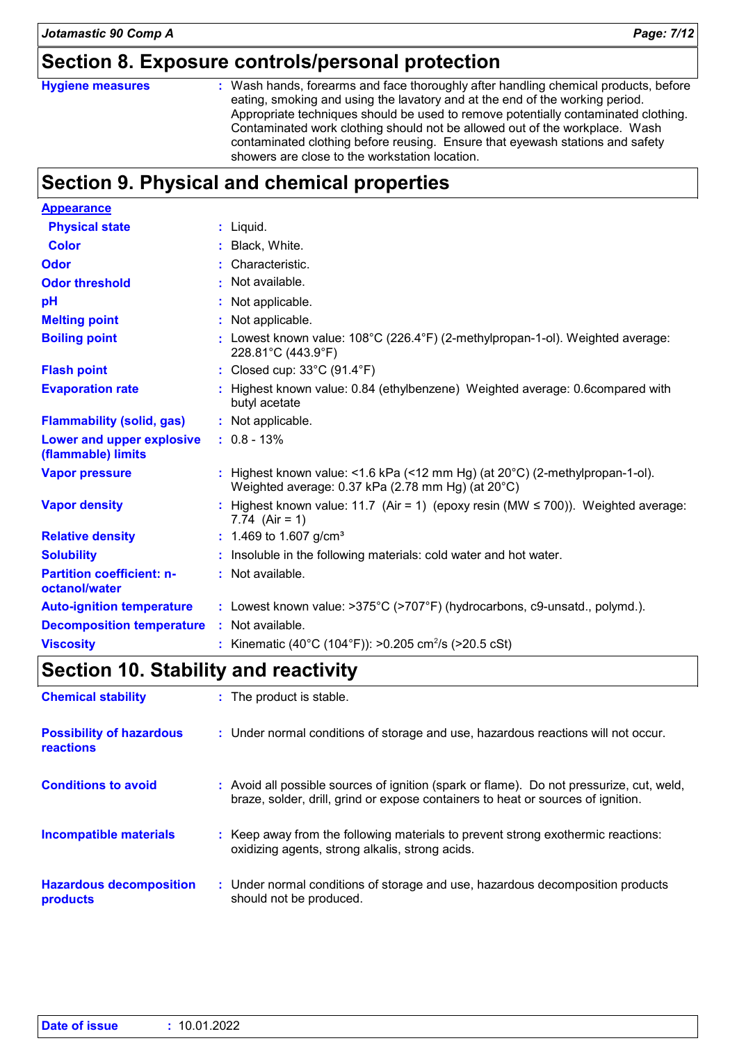## Section 8. Exposure controls/personal protection

| | |
|---|---|
| **Hygiene measures** | : Wash hands, forearms and face thoroughly after handling chemical products, before eating, smoking and using the lavatory and at the end of the working period. Appropriate techniques should be used to remove potentially contaminated clothing. Contaminated work clothing should not be allowed out of the workplace. Wash contaminated clothing before reusing. Ensure that eyewash stations and safety showers are close to the workstation location. |

## Section 9. Physical and chemical properties

| | |
|---|---|
| **Appearance** | |
| **Physical state** | : Liquid. |
| **Color** | : Black, White. |
| **Odor** | : Characteristic. |
| **Odor threshold** | : Not available. |
| **pH** | : Not applicable. |
| **Melting point** | : Not applicable. |
| **Boiling point** | : Lowest known value: 108°C (226.4°F) (2-methylpropan-1-ol). Weighted average: 228.81°C (443.9°F) |
| **Flash point** | : Closed cup: 33°C (91.4°F) |
| **Evaporation rate** | : Highest known value: 0.84 (ethylbenzene) Weighted average: 0.6compared with butyl acetate |
| **Flammability (solid, gas)** | : Not applicable. |
| **Lower and upper explosive (flammable) limits** | : 0.8 - 13% |
| **Vapor pressure** | : Highest known value: <1.6 kPa (<12 mm Hg) (at 20°C) (2-methylpropan-1-ol). Weighted average: 0.37 kPa (2.78 mm Hg) (at 20°C) |
| **Vapor density** | : Highest known value: 11.7 (Air = 1) (epoxy resin (MW ≤ 700)). Weighted average: 7.74 (Air = 1) |
| **Relative density** | : 1.469 to 1.607 g/cm³ |
| **Solubility** | : Insoluble in the following materials: cold water and hot water. |
| **Partition coefficient: n-octanol/water** | : Not available. |
| **Auto-ignition temperature** | : Lowest known value: >375°C (>707°F) (hydrocarbons, c9-unsatd., polymd.). |
| **Decomposition temperature** | : Not available. |
| **Viscosity** | : Kinematic (40°C (104°F)): >0.205 $cm^2/s$ (>20.5 cSt) |

## Section 10. Stability and reactivity

| | |
|---|---|
| **Chemical stability** | : The product is stable. |
| **Possibility of hazardous reactions** | : Under normal conditions of storage and use, hazardous reactions will not occur. |
| **Conditions to avoid** | : Avoid all possible sources of ignition (spark or flame). Do not pressurize, cut, weld, braze, solder, drill, grind or expose containers to heat or sources of ignition. |
| **Incompatible materials** | : Keep away from the following materials to prevent strong exothermic reactions: oxidizing agents, strong alkalis, strong acids. |
| **Hazardous decomposition products** | : Under normal conditions of storage and use, hazardous decomposition products should not be produced. |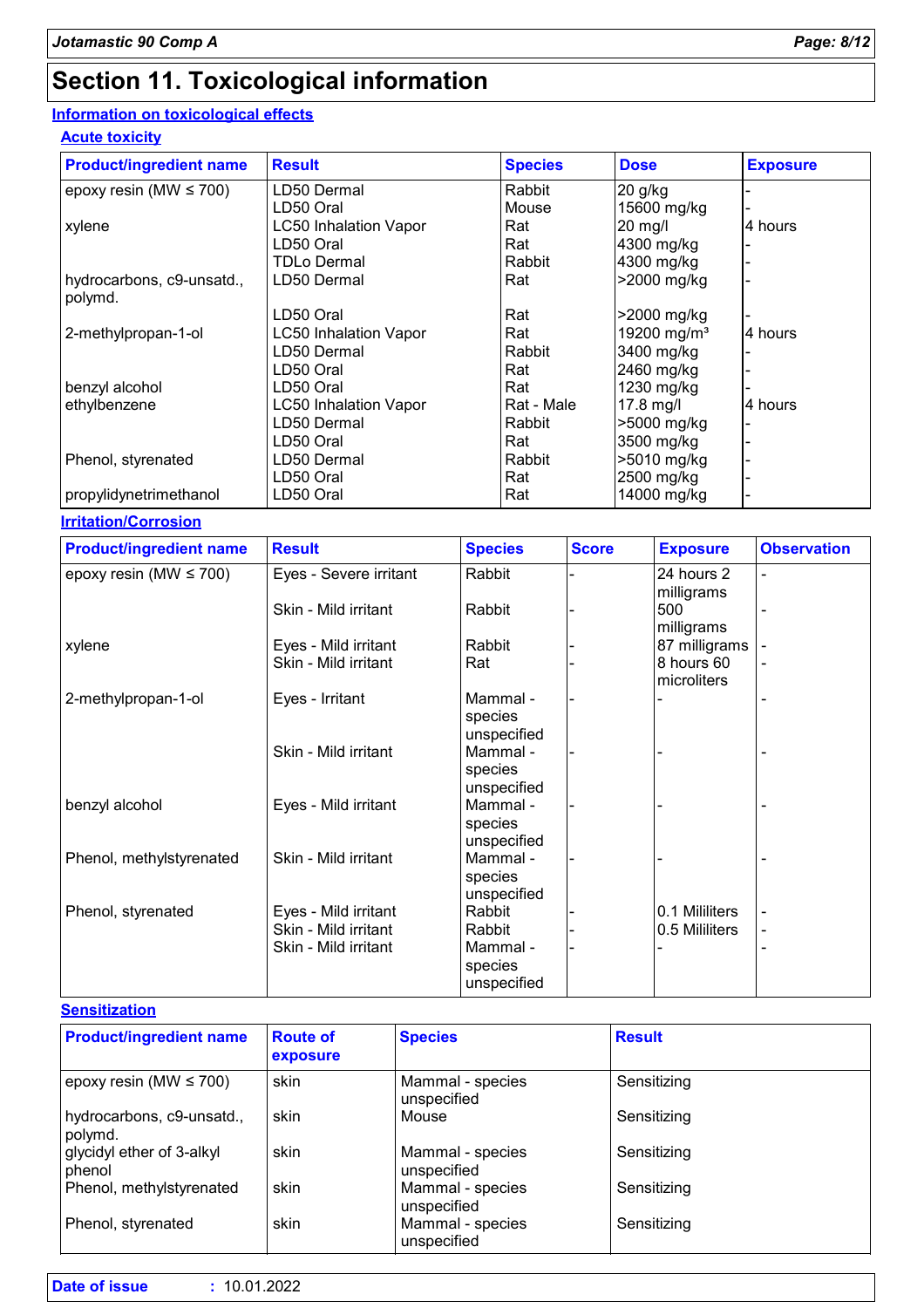# Section 11. Toxicological information

## Information on toxicological effects

### Acute toxicity

| Product/ingredient name | Result | Species | Dose | Exposure |
|---|---|---|---|---|
| epoxy resin (MW ≤ 700) | LD50 Dermal | Rabbit | 20 g/kg | - |
| | LD50 Oral | Mouse | 15600 mg/kg | - |
| xylene | LC50 Inhalation Vapor | Rat | 20 mg/l | 4 hours |
| | LD50 Oral | Rat | 4300 mg/kg | - |
| | TDLo Dermal | Rabbit | 4300 mg/kg | - |
| hydrocarbons, c9-unsatd., polymd. | LD50 Dermal | Rat | >2000 mg/kg | - |
| | LD50 Oral | Rat | >2000 mg/kg | - |
| 2-methylpropan-1-ol | LC50 Inhalation Vapor | Rat | 19200 mg/m³ | 4 hours |
| | LD50 Dermal | Rabbit | 3400 mg/kg | - |
| | LD50 Oral | Rat | 2460 mg/kg | - |
| benzyl alcohol | LD50 Oral | Rat | 1230 mg/kg | - |
| ethylbenzene | LC50 Inhalation Vapor | Rat - Male | 17.8 mg/l | 4 hours |
| | LD50 Dermal | Rabbit | >5000 mg/kg | - |
| | LD50 Oral | Rat | 3500 mg/kg | - |
| Phenol, styrenated | LD50 Dermal | Rabbit | >5010 mg/kg | - |
| | LD50 Oral | Rat | 2500 mg/kg | - |
| propylidynetrimethanol | LD50 Oral | Rat | 14000 mg/kg | - |

### Irritation/Corrosion

| Product/ingredient name | Result | Species | Score | Exposure | Observation |
|---|---|---|---|---|---|
| epoxy resin (MW ≤ 700) | Eyes - Severe irritant | Rabbit | - | 24 hours 2 milligrams | - |
| | Skin - Mild irritant | Rabbit | - | 500 milligrams | - |
| xylene | Eyes - Mild irritant | Rabbit | - | 87 milligrams | - |
| | Skin - Mild irritant | Rat | - | 8 hours 60 microliters | - |
| 2-methylpropan-1-ol | Eyes - Irritant | Mammal - species unspecified | - | - | - |
| | Skin - Mild irritant | Mammal - species unspecified | - | - | - |
| benzyl alcohol | Eyes - Mild irritant | Mammal - species unspecified | - | - | - |
| Phenol, methylstyrenated | Skin - Mild irritant | Mammal - species unspecified | - | - | - |
| Phenol, styrenated | Eyes - Mild irritant | Rabbit | - | 0.1 Mililiters | - |
| | Skin - Mild irritant | Rabbit | - | 0.5 Mililiters | - |
| | Skin - Mild irritant | Mammal - species unspecified | - | - | - |

### Sensitization

| Product/ingredient name | Route of exposure | Species | Result |
|---|---|---|---|
| epoxy resin (MW ≤ 700) | skin | Mammal - species unspecified | Sensitizing |
| hydrocarbons, c9-unsatd., polymd. | skin | Mouse | Sensitizing |
| glycidyl ether of 3-alkyl phenol | skin | Mammal - species unspecified | Sensitizing |
| Phenol, methylstyrenated | skin | Mammal - species unspecified | Sensitizing |
| Phenol, styrenated | skin | Mammal - species unspecified | Sensitizing |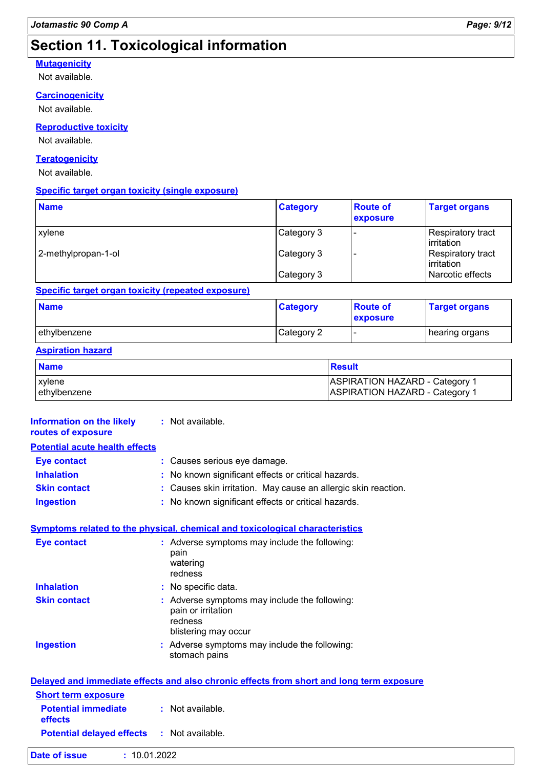## Section 11. Toxicological information

**Mutagenicity**

Not available.

**Carcinogenicity**

Not available.

**Reproductive toxicity**

Not available.

**Teratogenicity**

Not available.

**Specific target organ toxicity (single exposure)**

| Name | Category | Route of exposure | Target organs |
|---|---|---|---|
| xylene | Category 3 | - | Respiratory tract irritation |
| 2-methylpropan-1-ol | Category 3 | - | Respiratory tract irritation |
| | Category 3 | | Narcotic effects |

**Specific target organ toxicity (repeated exposure)**

| Name | Category | Route of exposure | Target organs |
|---|---|---|---|
| ethylbenzene | Category 2 | - | hearing organs |

**Aspiration hazard**

| Name | Result |
|---|---|
| xylene | ASPIRATION HAZARD - Category 1 |
| ethylbenzene | ASPIRATION HAZARD - Category 1 |

**Information on the likely routes of exposure** : Not available.

**Potential acute health effects**

**Eye contact** : Causes serious eye damage.

**Inhalation** : No known significant effects or critical hazards.

**Skin contact** : Causes skin irritation. May cause an allergic skin reaction.

**Ingestion** : No known significant effects or critical hazards.

**Symptoms related to the physical, chemical and toxicological characteristics**

**Eye contact** : Adverse symptoms may include the following:
pain
watering
redness

**Inhalation** : No specific data.

**Skin contact** : Adverse symptoms may include the following:
pain or irritation
redness
blistering may occur

**Ingestion** : Adverse symptoms may include the following:
stomach pains

**Delayed and immediate effects and also chronic effects from short and long term exposure**

**Short term exposure**

**Potential immediate effects** : Not available.

**Potential delayed effects** : Not available.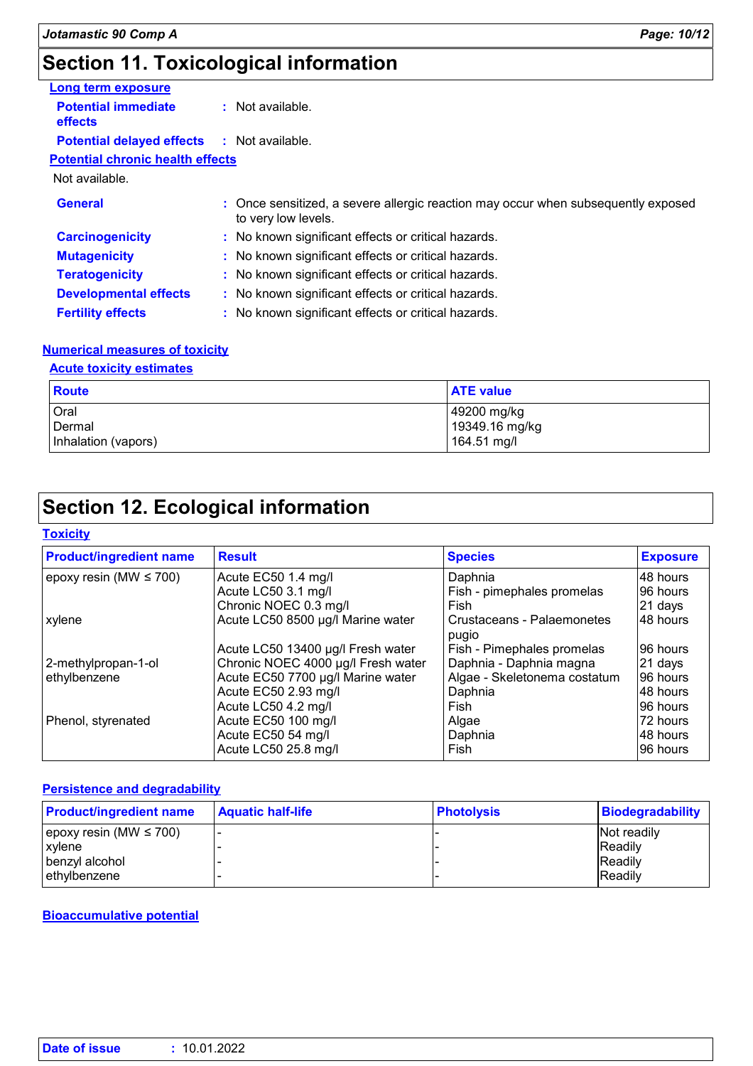# Section 11. Toxicological information

**Long term exposure**

**Potential immediate effects** : Not available.

**Potential delayed effects** : Not available.

**Potential chronic health effects**

Not available.

**General** : Once sensitized, a severe allergic reaction may occur when subsequently exposed to very low levels.

**Carcinogenicity** : No known significant effects or critical hazards.

**Mutagenicity** : No known significant effects or critical hazards.

**Teratogenicity** : No known significant effects or critical hazards.

**Developmental effects** : No known significant effects or critical hazards.

**Fertility effects** : No known significant effects or critical hazards.

**Numerical measures of toxicity**

**Acute toxicity estimates**

| Route | ATE value |
|---|---|
| Oral | 49200 mg/kg |
| Dermal | 19349.16 mg/kg |
| Inhalation (vapors) | 164.51 mg/l |

# Section 12. Ecological information

**Toxicity**

| Product/ingredient name | Result | Species | Exposure |
|---|---|---|---|
| epoxy resin (MW ≤ 700) | Acute EC50 1.4 mg/l | Daphnia | 48 hours |
| | Acute LC50 3.1 mg/l | Fish - pimephales promelas | 96 hours |
| | Chronic NOEC 0.3 mg/l | Fish | 21 days |
| xylene | Acute LC50 8500 µg/l Marine water | Crustaceans - Palaemonetes pugio | 48 hours |
| | Acute LC50 13400 µg/l Fresh water | Fish - Pimephales promelas | 96 hours |
| 2-methylpropan-1-ol | Chronic NOEC 4000 µg/l Fresh water | Daphnia - Daphnia magna | 21 days |
| ethylbenzene | Acute EC50 7700 µg/l Marine water | Algae - Skeletonema costatum | 96 hours |
| | Acute EC50 2.93 mg/l | Daphnia | 48 hours |
| | Acute LC50 4.2 mg/l | Fish | 96 hours |
| Phenol, styrenated | Acute EC50 100 mg/l | Algae | 72 hours |
| | Acute EC50 54 mg/l | Daphnia | 48 hours |
| | Acute LC50 25.8 mg/l | Fish | 96 hours |

**Persistence and degradability**

| Product/ingredient name | Aquatic half-life | Photolysis | Biodegradability |
|---|---|---|---|
| epoxy resin (MW ≤ 700) | - | - | Not readily |
| xylene | - | - | Readily |
| benzyl alcohol | - | - | Readily |
| ethylbenzene | - | - | Readily |

**Bioaccumulative potential**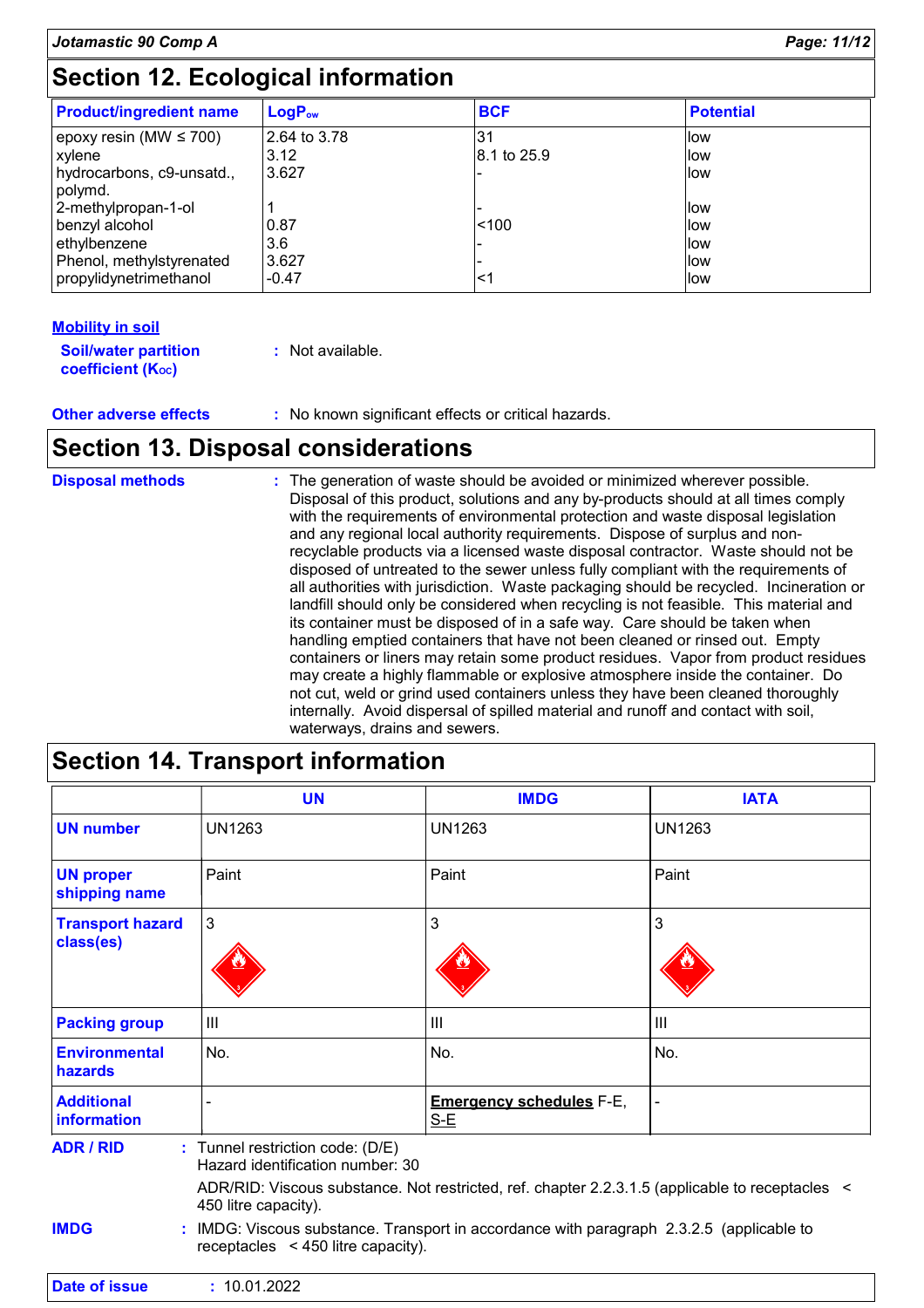## Section 12. Ecological information

| Product/ingredient name | $LogP_{ow}$ | BCF | Potential |
|---|---|---|---|
| epoxy resin (MW ≤ 700) | 2.64 to 3.78 | 31 | low |
| xylene | 3.12 | 8.1 to 25.9 | low |
| hydrocarbons, c9-unsatd., polymd. | 3.627 | - | low |
| 2-methylpropan-1-ol | 1 | - | low |
| benzyl alcohol | 0.87 | <100 | low |
| ethylbenzene | 3.6 | - | low |
| Phenol, methylstyrenated | 3.627 | - | low |
| propylidynetrimethanol | -0.47 | <1 | low |

**Mobility in soil**

**Soil/water partition coefficient ($K_{OC}$)** : Not available.

**Other adverse effects** : No known significant effects or critical hazards.

## Section 13. Disposal considerations

**Disposal methods** : The generation of waste should be avoided or minimized wherever possible. Disposal of this product, solutions and any by-products should at all times comply with the requirements of environmental protection and waste disposal legislation and any regional local authority requirements. Dispose of surplus and non-recyclable products via a licensed waste disposal contractor. Waste should not be disposed of untreated to the sewer unless fully compliant with the requirements of all authorities with jurisdiction. Waste packaging should be recycled. Incineration or landfill should only be considered when recycling is not feasible. This material and its container must be disposed of in a safe way. Care should be taken when handling emptied containers that have not been cleaned or rinsed out. Empty containers or liners may retain some product residues. Vapor from product residues may create a highly flammable or explosive atmosphere inside the container. Do not cut, weld or grind used containers unless they have been cleaned thoroughly internally. Avoid dispersal of spilled material and runoff and contact with soil, waterways, drains and sewers.

## Section 14. Transport information

| | UN | IMDG | IATA |
|---|---|---|---|
| **UN number** | UN1263 | UN1263 | UN1263 |
| **UN proper shipping name** | Paint | Paint | Paint |
| **Transport hazard class(es)** | 3 | 3 | 3 |
| **Packing group** | III | III | III |
| **Environmental hazards** | No. | No. | No. |
| **Additional information** | - | **Emergency schedules** F-E, S-E | - |

**ADR / RID** : Tunnel restriction code: (D/E)
Hazard identification number: 30

ADR/RID: Viscous substance. Not restricted, ref. chapter 2.2.3.1.5 (applicable to receptacles < 450 litre capacity).

**IMDG** : IMDG: Viscous substance. Transport in accordance with paragraph 2.3.2.5 (applicable to receptacles < 450 litre capacity).

**Date of issue** : 10.01.2022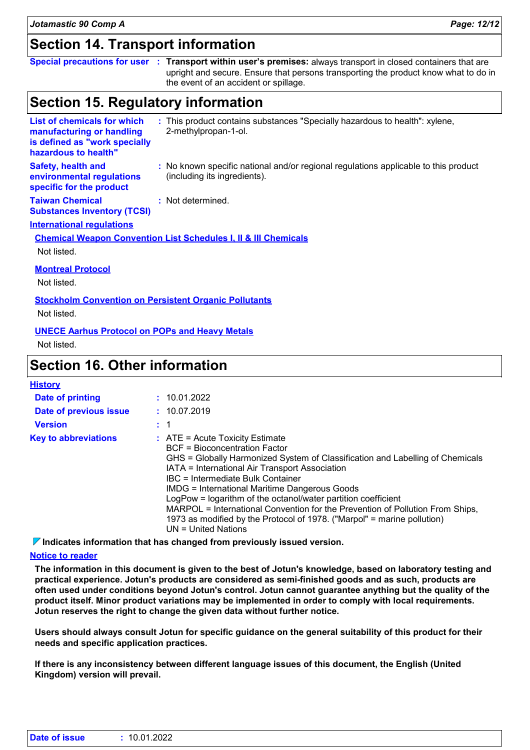## Section 14. Transport information

**Special precautions for user** : **Transport within user's premises:** always transport in closed containers that are upright and secure. Ensure that persons transporting the product know what to do in the event of an accident or spillage.

## Section 15. Regulatory information

**List of chemicals for which manufacturing or handling is defined as "work specially hazardous to health"** : This product contains substances "Specially hazardous to health": xylene, 2-methylpropan-1-ol.

**Safety, health and environmental regulations specific for the product** : No known specific national and/or regional regulations applicable to this product (including its ingredients).

**Taiwan Chemical Substances Inventory (TCSI)** : Not determined.

### International regulations

**Chemical Weapon Convention List Schedules I, II & III Chemicals**

Not listed.

**Montreal Protocol**

Not listed.

**Stockholm Convention on Persistent Organic Pollutants**

Not listed.

**UNECE Aarhus Protocol on POPs and Heavy Metals**

Not listed.

## Section 16. Other information

### History

**Date of printing** : 10.01.2022

**Date of previous issue** : 10.07.2019

**Version** : 1

**Key to abbreviations** :
ATE = Acute Toxicity Estimate
BCF = Bioconcentration Factor
GHS = Globally Harmonized System of Classification and Labelling of Chemicals
IATA = International Air Transport Association
IBC = Intermediate Bulk Container
IMDG = International Maritime Dangerous Goods
LogPow = logarithm of the octanol/water partition coefficient
MARPOL = International Convention for the Prevention of Pollution From Ships, 1973 as modified by the Protocol of 1978. ("Marpol" = marine pollution)
UN = United Nations

**Indicates information that has changed from previously issued version.**

### Notice to reader

**The information in this document is given to the best of Jotun's knowledge, based on laboratory testing and practical experience. Jotun's products are considered as semi-finished goods and as such, products are often used under conditions beyond Jotun's control. Jotun cannot guarantee anything but the quality of the product itself. Minor product variations may be implemented in order to comply with local requirements. Jotun reserves the right to change the given data without further notice.**

**Users should always consult Jotun for specific guidance on the general suitability of this product for their needs and specific application practices.**

**If there is any inconsistency between different language issues of this document, the English (United Kingdom) version will prevail.**

**Date of issue** : 10.01.2022